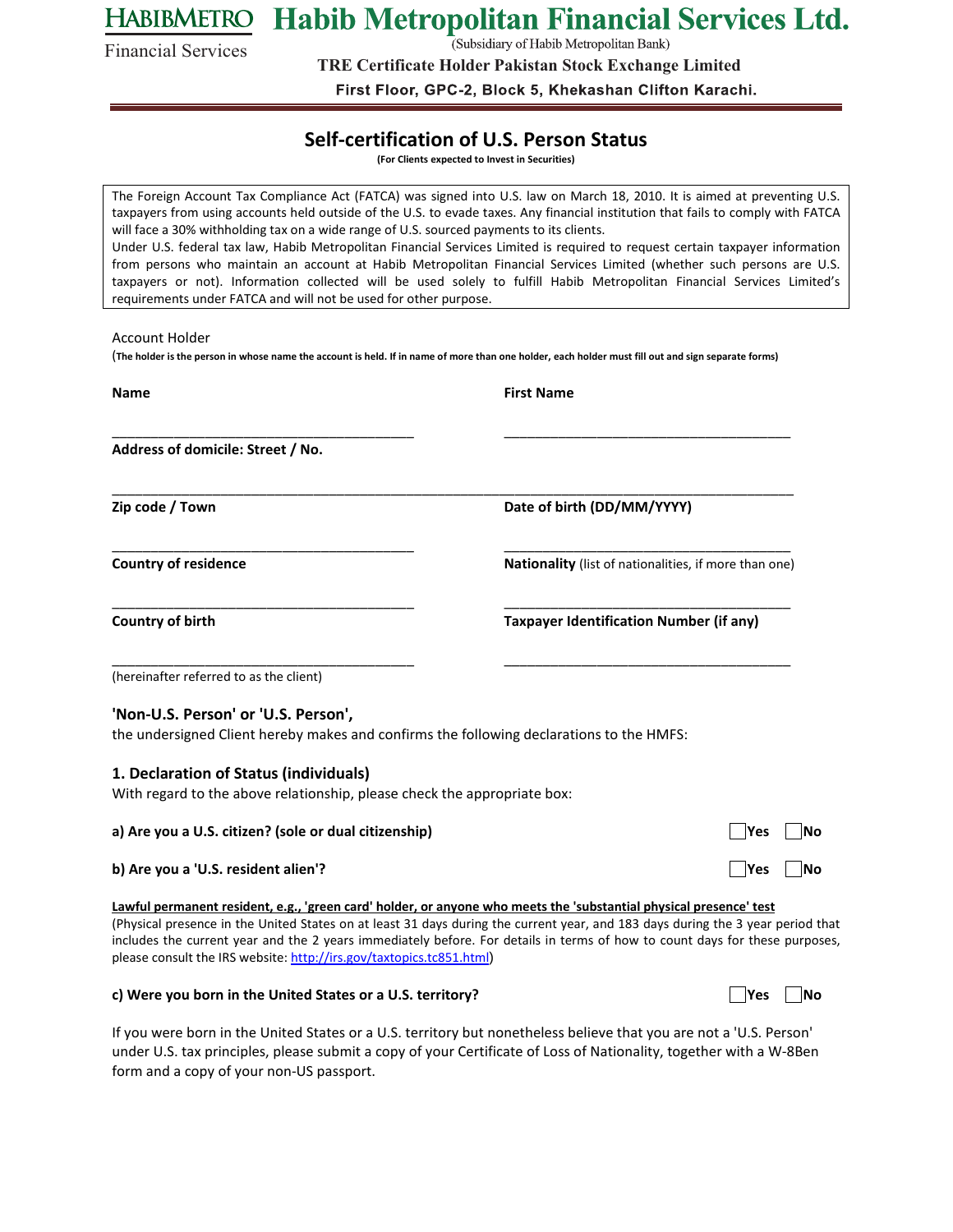**HABIBMETRO**
Financial Services

# Habib Metropolitan Financial Services Ltd.

(Subsidiary of Habib Metropolitan Bank)

**TRE Certificate Holder Pakistan Stock Exchange Limited**

**First Floor, GPC-2, Block 5, Khekashan Clifton Karachi.**

## Self-certification of U.S. Person Status

**(For Clients expected to Invest in Securities)**

The Foreign Account Tax Compliance Act (FATCA) was signed into U.S. law on March 18, 2010. It is aimed at preventing U.S. taxpayers from using accounts held outside of the U.S. to evade taxes. Any financial institution that fails to comply with FATCA will face a 30% withholding tax on a wide range of U.S. sourced payments to its clients.
Under U.S. federal tax law, Habib Metropolitan Financial Services Limited is required to request certain taxpayer information from persons who maintain an account at Habib Metropolitan Financial Services Limited (whether such persons are U.S. taxpayers or not). Information collected will be used solely to fulfill Habib Metropolitan Financial Services Limited's requirements under FATCA and will not be used for other purpose.

Account Holder
(**The holder is the person in whose name the account is held. If in name of more than one holder, each holder must fill out and sign separate forms**)

**Name** ________________________________________

**First Name** ________________________________________

**Address of domicile: Street / No.** ________________________________________________________________________________

**Zip code / Town** ________________________________________

**Date of birth (DD/MM/YYYY)** ________________________________________

**Country of residence** ________________________________________

**Nationality** (list of nationalities, if more than one) ________________________________________

**Country of birth** ________________________________________

**Taxpayer Identification Number (if any)** ________________________________________

(hereinafter referred to as the client)

### 'Non-U.S. Person' or 'U.S. Person',

the undersigned Client hereby makes and confirms the following declarations to the HMFS:

### 1. Declaration of Status (individuals)

With regard to the above relationship, please check the appropriate box:

**a) Are you a U.S. citizen? (sole or dual citizenship)** ☐ Yes ☐ No

**b) Are you a 'U.S. resident alien'?** ☐ Yes ☐ No

**Lawful permanent resident, e.g., 'green card' holder, or anyone who meets the 'substantial physical presence' test**
(Physical presence in the United States on at least 31 days during the current year, and 183 days during the 3 year period that includes the current year and the 2 years immediately before. For details in terms of how to count days for these purposes, please consult the IRS website: http://irs.gov/taxtopics.tc851.html)

**c) Were you born in the United States or a U.S. territory?** ☐ Yes ☐ No

If you were born in the United States or a U.S. territory but nonetheless believe that you are not a 'U.S. Person' under U.S. tax principles, please submit a copy of your Certificate of Loss of Nationality, together with a W-8Ben form and a copy of your non-US passport.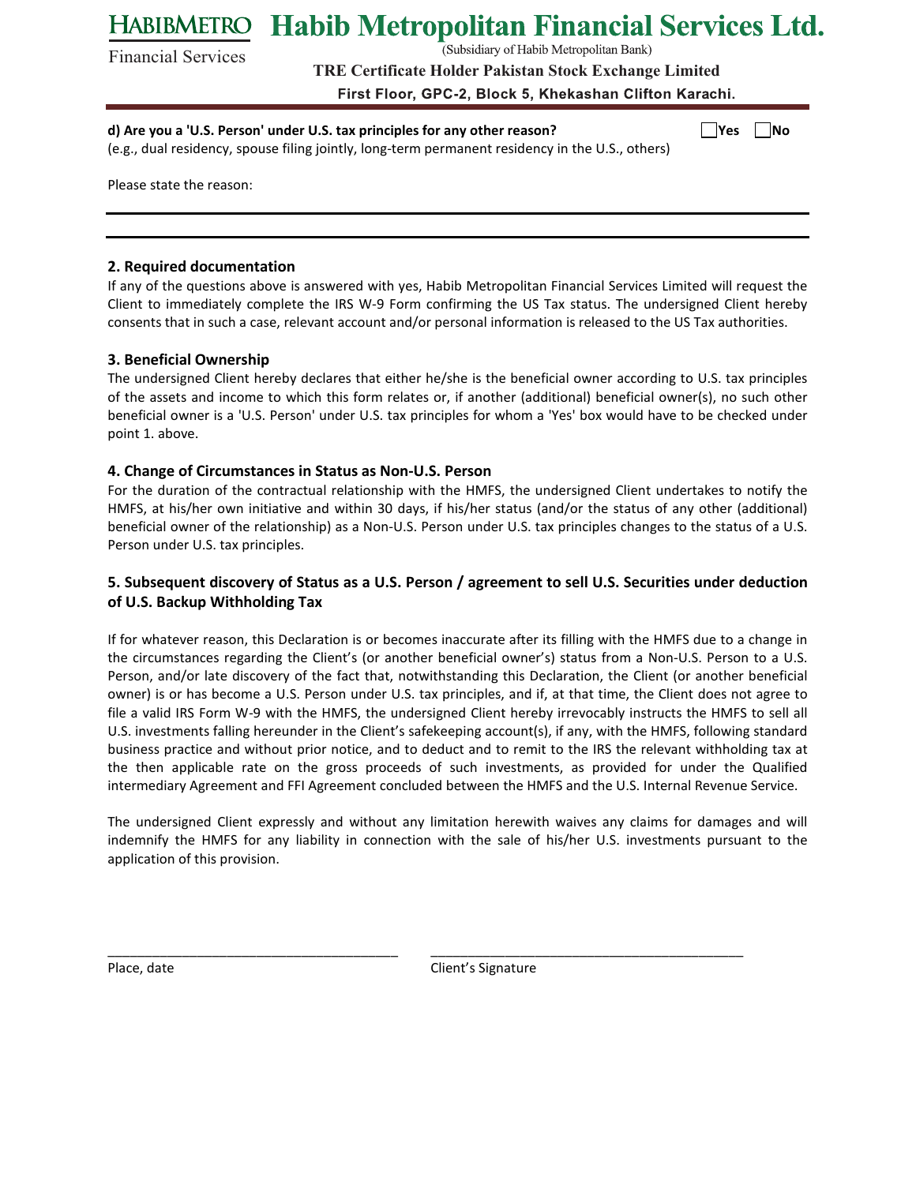# Habib Metropolitan Financial Services Ltd.

HABIBMETRO Financial Services

(Subsidiary of Habib Metropolitan Bank)

**TRE Certificate Holder Pakistan Stock Exchange Limited**

**First Floor, GPC-2, Block 5, Khekashan Clifton Karachi.**

**d) Are you a 'U.S. Person' under U.S. tax principles for any other reason?** ☐ **Yes** ☐ **No**

(e.g., dual residency, spouse filing jointly, long-term permanent residency in the U.S., others)

Please state the reason:

---

---

## 2. Required documentation

If any of the questions above is answered with yes, Habib Metropolitan Financial Services Limited will request the Client to immediately complete the IRS W-9 Form confirming the US Tax status. The undersigned Client hereby consents that in such a case, relevant account and/or personal information is released to the US Tax authorities.

## 3. Beneficial Ownership

The undersigned Client hereby declares that either he/she is the beneficial owner according to U.S. tax principles of the assets and income to which this form relates or, if another (additional) beneficial owner(s), no such other beneficial owner is a 'U.S. Person' under U.S. tax principles for whom a 'Yes' box would have to be checked under point 1. above.

## 4. Change of Circumstances in Status as Non-U.S. Person

For the duration of the contractual relationship with the HMFS, the undersigned Client undertakes to notify the HMFS, at his/her own initiative and within 30 days, if his/her status (and/or the status of any other (additional) beneficial owner of the relationship) as a Non-U.S. Person under U.S. tax principles changes to the status of a U.S. Person under U.S. tax principles.

## 5. Subsequent discovery of Status as a U.S. Person / agreement to sell U.S. Securities under deduction of U.S. Backup Withholding Tax

If for whatever reason, this Declaration is or becomes inaccurate after its filling with the HMFS due to a change in the circumstances regarding the Client's (or another beneficial owner's) status from a Non-U.S. Person to a U.S. Person, and/or late discovery of the fact that, notwithstanding this Declaration, the Client (or another beneficial owner) is or has become a U.S. Person under U.S. tax principles, and if, at that time, the Client does not agree to file a valid IRS Form W-9 with the HMFS, the undersigned Client hereby irrevocably instructs the HMFS to sell all U.S. investments falling hereunder in the Client's safekeeping account(s), if any, with the HMFS, following standard business practice and without prior notice, and to deduct and to remit to the IRS the relevant withholding tax at the then applicable rate on the gross proceeds of such investments, as provided for under the Qualified intermediary Agreement and FFI Agreement concluded between the HMFS and the U.S. Internal Revenue Service.

The undersigned Client expressly and without any limitation herewith waives any claims for damages and will indemnify the HMFS for any liability in connection with the sale of his/her U.S. investments pursuant to the application of this provision.

\_\_\_\_\_\_\_\_\_\_\_\_\_\_\_\_\_\_\_\_\_\_\_\_\_\_\_\_\_\_\_\_\_\_\_\_\_\_\_ \_\_\_\_\_\_\_\_\_\_\_\_\_\_\_\_\_\_\_\_\_\_\_\_\_\_\_\_\_\_\_\_\_\_\_\_\_\_\_\_\_\_

Place, date Client's Signature